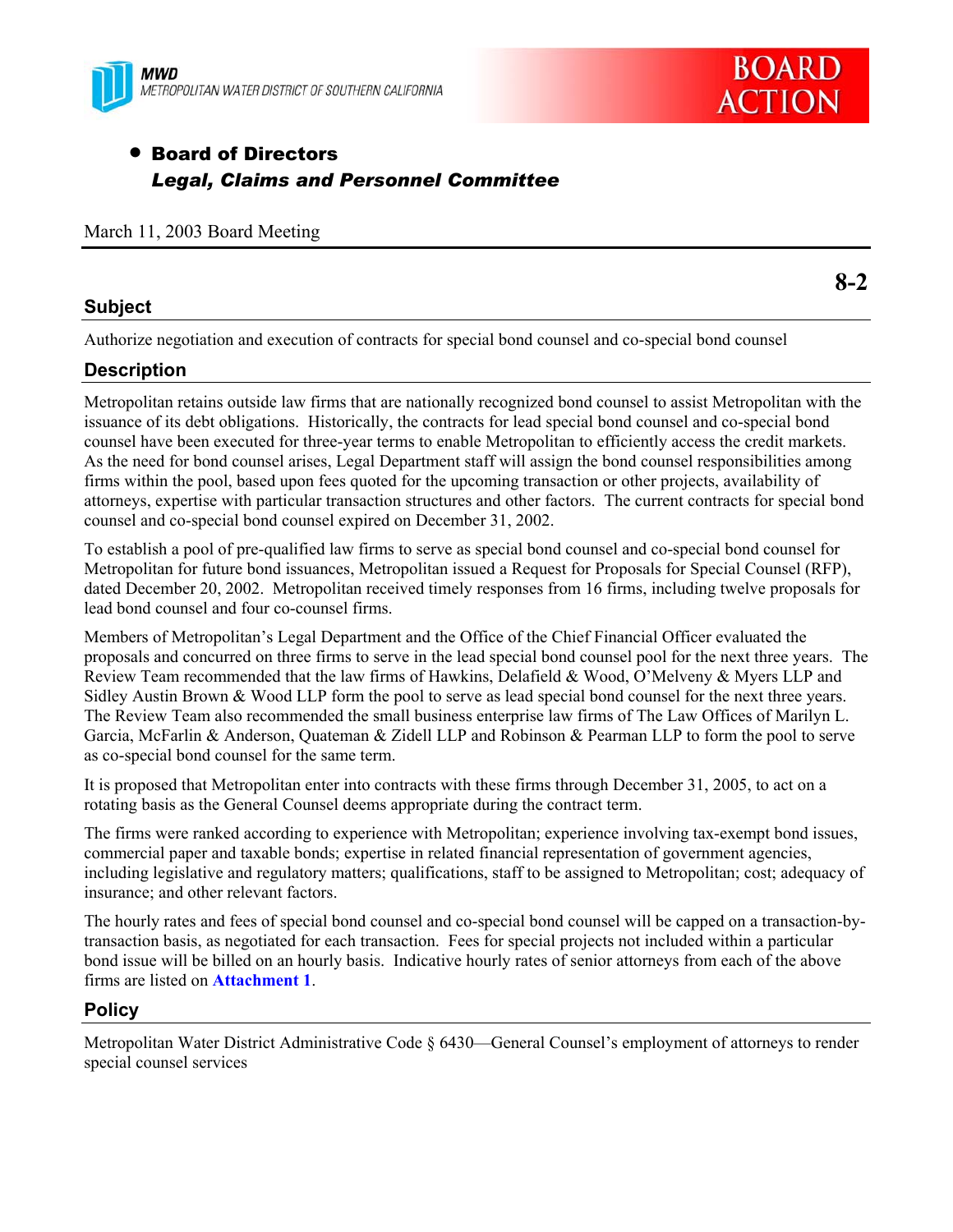MWD
METROPOLITAN WATER DISTRICT OF SOUTHERN CALIFORNIA

BOARD ACTION

- **Board of Directors**
  ***Legal, Claims and Personnel Committee***

March 11, 2003 Board Meeting

**8-2**

## Subject

Authorize negotiation and execution of contracts for special bond counsel and co-special bond counsel

## Description

Metropolitan retains outside law firms that are nationally recognized bond counsel to assist Metropolitan with the issuance of its debt obligations. Historically, the contracts for lead special bond counsel and co-special bond counsel have been executed for three-year terms to enable Metropolitan to efficiently access the credit markets. As the need for bond counsel arises, Legal Department staff will assign the bond counsel responsibilities among firms within the pool, based upon fees quoted for the upcoming transaction or other projects, availability of attorneys, expertise with particular transaction structures and other factors. The current contracts for special bond counsel and co-special bond counsel expired on December 31, 2002.

To establish a pool of pre-qualified law firms to serve as special bond counsel and co-special bond counsel for Metropolitan for future bond issuances, Metropolitan issued a Request for Proposals for Special Counsel (RFP), dated December 20, 2002. Metropolitan received timely responses from 16 firms, including twelve proposals for lead bond counsel and four co-counsel firms.

Members of Metropolitan's Legal Department and the Office of the Chief Financial Officer evaluated the proposals and concurred on three firms to serve in the lead special bond counsel pool for the next three years. The Review Team recommended that the law firms of Hawkins, Delafield & Wood, O'Melveny & Myers LLP and Sidley Austin Brown & Wood LLP form the pool to serve as lead special bond counsel for the next three years. The Review Team also recommended the small business enterprise law firms of The Law Offices of Marilyn L. Garcia, McFarlin & Anderson, Quateman & Zidell LLP and Robinson & Pearman LLP to form the pool to serve as co-special bond counsel for the same term.

It is proposed that Metropolitan enter into contracts with these firms through December 31, 2005, to act on a rotating basis as the General Counsel deems appropriate during the contract term.

The firms were ranked according to experience with Metropolitan; experience involving tax-exempt bond issues, commercial paper and taxable bonds; expertise in related financial representation of government agencies, including legislative and regulatory matters; qualifications, staff to be assigned to Metropolitan; cost; adequacy of insurance; and other relevant factors.

The hourly rates and fees of special bond counsel and co-special bond counsel will be capped on a transaction-by-transaction basis, as negotiated for each transaction. Fees for special projects not included within a particular bond issue will be billed on an hourly basis. Indicative hourly rates of senior attorneys from each of the above firms are listed on **Attachment 1**.

## Policy

Metropolitan Water District Administrative Code § 6430—General Counsel's employment of attorneys to render special counsel services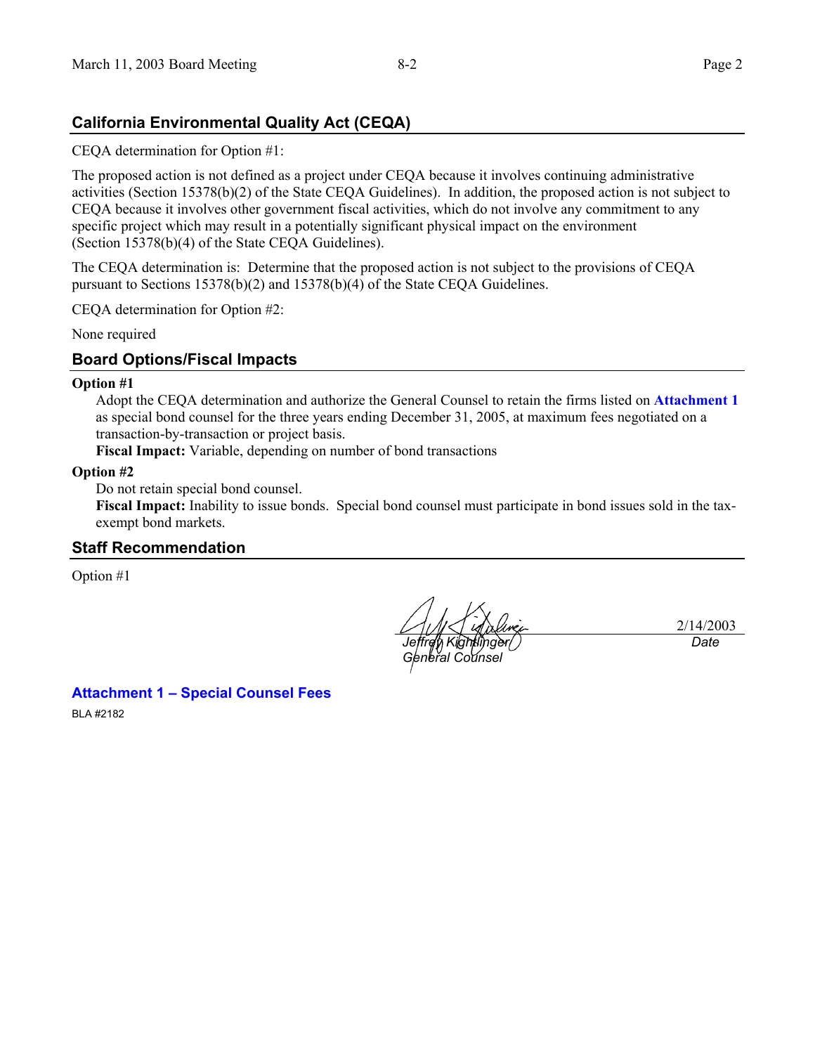## California Environmental Quality Act (CEQA)

CEQA determination for Option #1:

The proposed action is not defined as a project under CEQA because it involves continuing administrative activities (Section 15378(b)(2) of the State CEQA Guidelines). In addition, the proposed action is not subject to CEQA because it involves other government fiscal activities, which do not involve any commitment to any specific project which may result in a potentially significant physical impact on the environment (Section 15378(b)(4) of the State CEQA Guidelines).

The CEQA determination is: Determine that the proposed action is not subject to the provisions of CEQA pursuant to Sections 15378(b)(2) and 15378(b)(4) of the State CEQA Guidelines.

CEQA determination for Option #2:

None required

## Board Options/Fiscal Impacts

**Option #1**

Adopt the CEQA determination and authorize the General Counsel to retain the firms listed on **Attachment 1** as special bond counsel for the three years ending December 31, 2005, at maximum fees negotiated on a transaction-by-transaction or project basis.

**Fiscal Impact:** Variable, depending on number of bond transactions

**Option #2**

Do not retain special bond counsel.

**Fiscal Impact:** Inability to issue bonds. Special bond counsel must participate in bond issues sold in the tax-exempt bond markets.

## Staff Recommendation

Option #1

*Jeffrey Kightlinger*
*General Counsel*

2/14/2003
*Date*

**Attachment 1 – Special Counsel Fees**

BLA #2182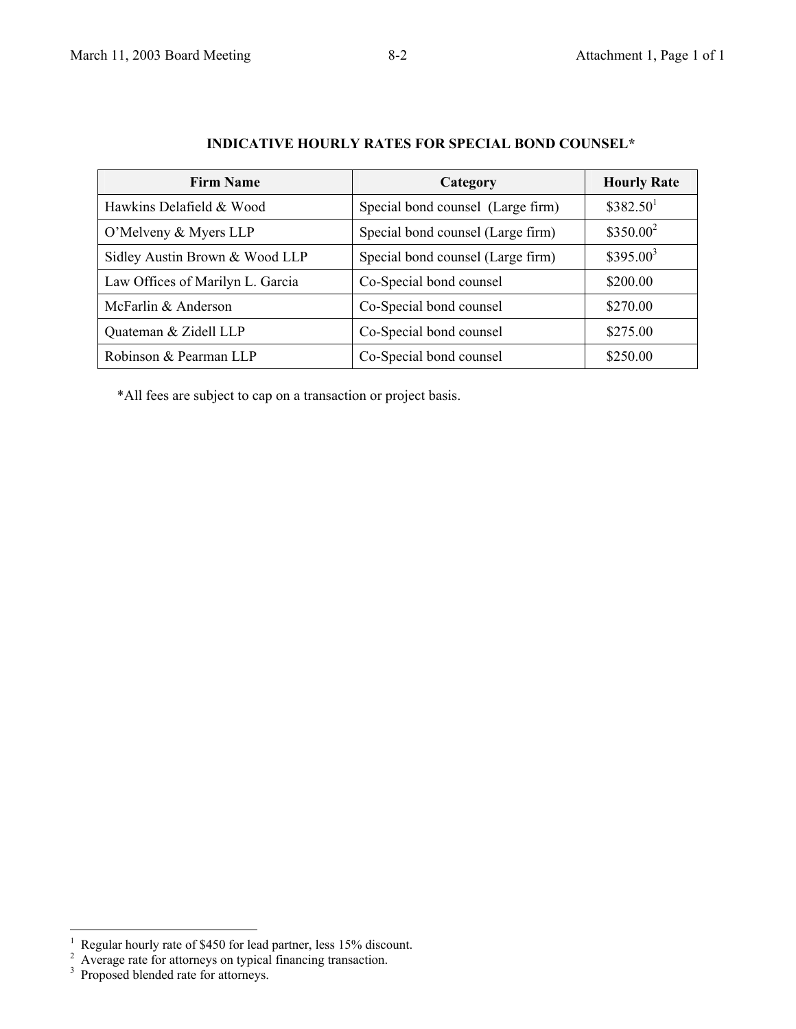**INDICATIVE HOURLY RATES FOR SPECIAL BOND COUNSEL***

| Firm Name | Category | Hourly Rate |
|---|---|---|
| Hawkins Delafield & Wood | Special bond counsel (Large firm) | $382.50[1] |
| O'Melveny & Myers LLP | Special bond counsel (Large firm) | $350.00[2] |
| Sidley Austin Brown & Wood LLP | Special bond counsel (Large firm) | $395.00[3] |
| Law Offices of Marilyn L. Garcia | Co-Special bond counsel | $200.00 |
| McFarlin & Anderson | Co-Special bond counsel | $270.00 |
| Quateman & Zidell LLP | Co-Special bond counsel | $275.00 |
| Robinson & Pearman LLP | Co-Special bond counsel | $250.00 |

*All fees are subject to cap on a transaction or project basis.

[1] Regular hourly rate of $450 for lead partner, less 15% discount.
[2] Average rate for attorneys on typical financing transaction.
[3] Proposed blended rate for attorneys.